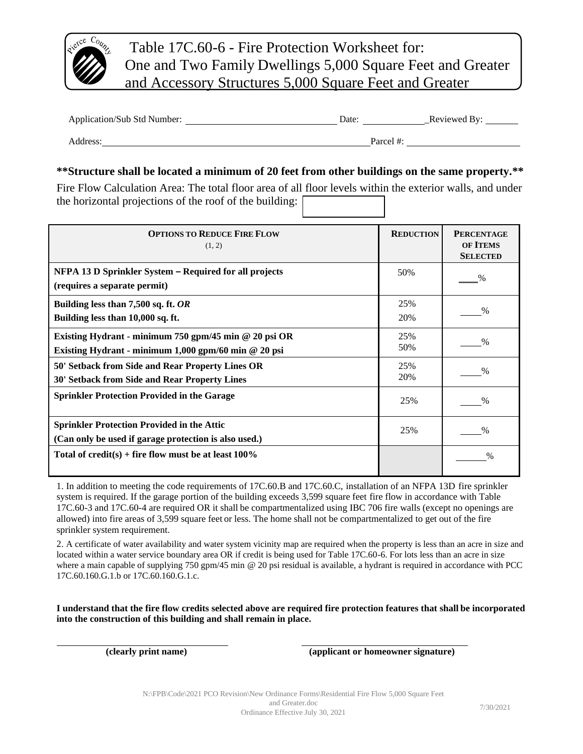# Table 17C.60-6 - Fire Protection Worksheet for: One and Two Family Dwellings 5,000 Square Feet and Greater and Accessory Structures 5,000 Square Feet and Greater

Application/Sub Std Number: ______________________ Date: __________ Reviewed By: ______

Address: ______________________________________ Parcel #: __________________

**\*\*Structure shall be located a minimum of 20 feet from other buildings on the same property.\*\***

Fire Flow Calculation Area: The total floor area of all floor levels within the exterior walls, and under the horizontal projections of the roof of the building: ____________

| OPTIONS TO REDUCE FIRE FLOW (1, 2) | REDUCTION | PERCENTAGE OF ITEMS SELECTED |
|---|---|---|
| **NFPA 13 D Sprinkler System – Required for all projects (requires a separate permit)** | 50% | ____% |
| **Building less than 7,500 sq. ft. *OR*** <br> **Building less than 10,000 sq. ft.** | 25% <br> 20% | ____% |
| **Existing Hydrant - minimum 750 gpm/45 min @ 20 psi OR** <br> **Existing Hydrant - minimum 1,000 gpm/60 min @ 20 psi** | 25% <br> 50% | ____% |
| **50' Setback from Side and Rear Property Lines OR** <br> **30' Setback from Side and Rear Property Lines** | 25% <br> 20% | ____% |
| **Sprinkler Protection Provided in the Garage** | 25% | ____% |
| **Sprinkler Protection Provided in the Attic (Can only be used if garage protection is also used.)** | 25% | ____% |
| **Total of credit(s) + fire flow must be at least 100%** | | ______% |

1. In addition to meeting the code requirements of 17C.60.B and 17C.60.C, installation of an NFPA 13D fire sprinkler system is required. If the garage portion of the building exceeds 3,599 square feet fire flow in accordance with Table 17C.60-3 and 17C.60-4 are required OR it shall be compartmentalized using IBC 706 fire walls (except no openings are allowed) into fire areas of 3,599 square feet or less. The home shall not be compartmentalized to get out of the fire sprinkler system requirement.

2. A certificate of water availability and water system vicinity map are required when the property is less than an acre in size and located within a water service boundary area OR if credit is being used for Table 17C.60-6. For lots less than an acre in size where a main capable of supplying 750 gpm/45 min @ 20 psi residual is available, a hydrant is required in accordance with PCC 17C.60.160.G.1.b or 17C.60.160.G.1.c.

**I understand that the fire flow credits selected above are required fire protection features that shall be incorporated into the construction of this building and shall remain in place.**

______________________________ (clearly print name)

______________________________ (applicant or homeowner signature)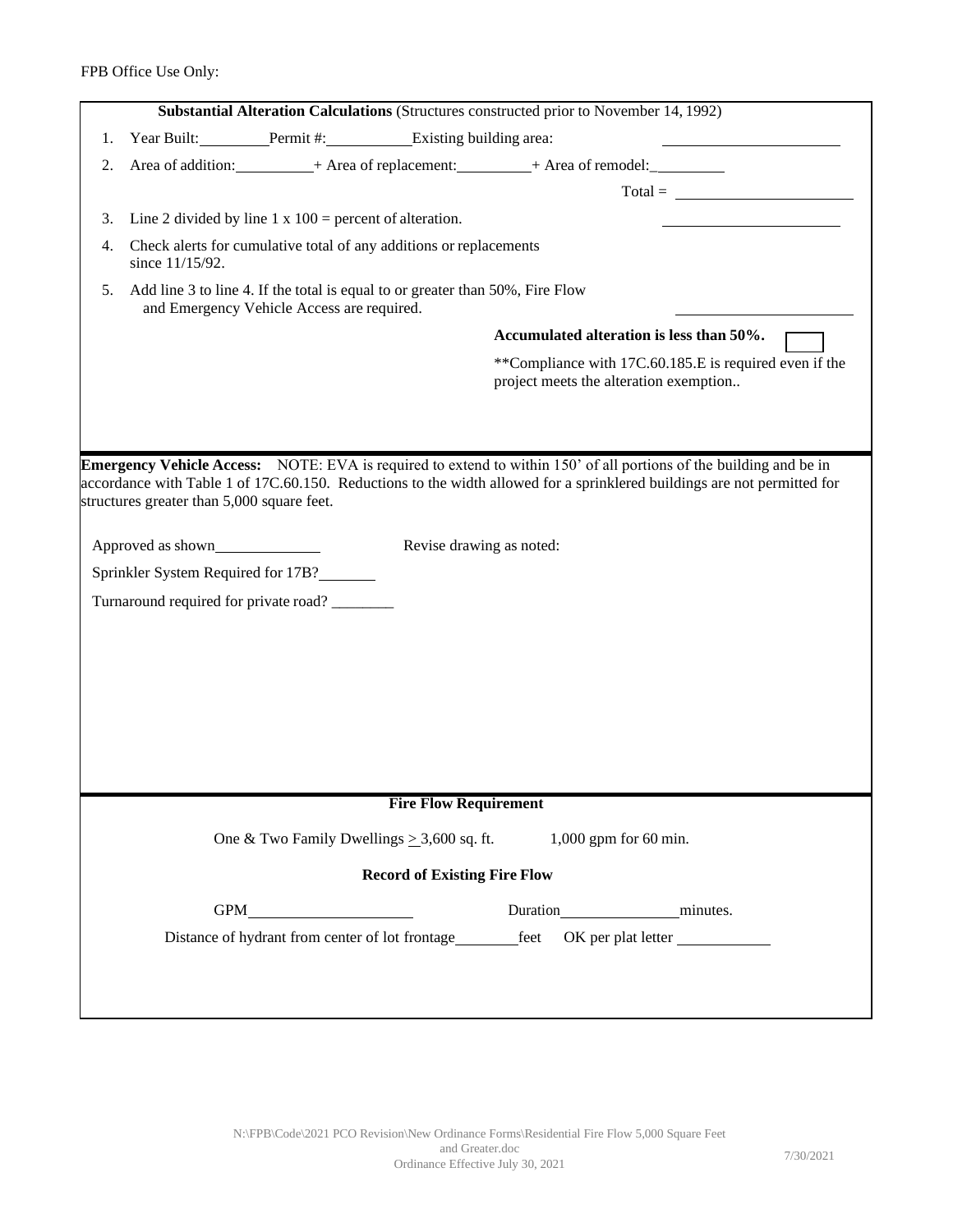FPB Office Use Only:

**Substantial Alteration Calculations** (Structures constructed prior to November 14, 1992)

1. Year Built:\_\_\_\_\_\_\_\_\_ Permit #:\_\_\_\_\_\_\_\_\_\_\_ Existing building area: \_\_\_\_\_\_\_\_\_\_\_\_\_\_\_\_\_\_\_\_
2. Area of addition:\_\_\_\_\_\_\_\_\_\_ + Area of replacement:\_\_\_\_\_\_\_\_\_\_ + Area of remodel:\_\_\_\_\_\_\_\_\_\_

   Total = \_\_\_\_\_\_\_\_\_\_\_\_\_\_\_\_\_\_\_\_
3. Line 2 divided by line 1 x 100 = percent of alteration. \_\_\_\_\_\_\_\_\_\_\_\_\_\_\_\_\_\_\_\_
4. Check alerts for cumulative total of any additions or replacements since 11/15/92.
5. Add line 3 to line 4. If the total is equal to or greater than 50%, Fire Flow and Emergency Vehicle Access are required. \_\_\_\_\_\_\_\_\_\_\_\_\_\_\_\_\_\_\_\_

**Accumulated alteration is less than 50%.** ☐

**Compliance with 17C.60.185.E is required even if the project meets the alteration exemption..

**Emergency Vehicle Access:** NOTE: EVA is required to extend to within 150' of all portions of the building and be in accordance with Table 1 of 17C.60.150. Reductions to the width allowed for a sprinklered buildings are not permitted for structures greater than 5,000 square feet.

Approved as shown\_\_\_\_\_\_\_\_\_\_\_\_\_\_ Revise drawing as noted:

Sprinkler System Required for 17B?\_\_\_\_\_\_\_\_

Turnaround required for private road? \_\_\_\_\_\_\_\_

**Fire Flow Requirement**

One & Two Family Dwellings $\geq$ 3,600 sq. ft. 1,000 gpm for 60 min.

**Record of Existing Fire Flow**

GPM\_\_\_\_\_\_\_\_\_\_\_\_\_\_\_\_\_\_\_\_\_\_ Duration\_\_\_\_\_\_\_\_\_\_\_\_\_\_\_\_ minutes.

Distance of hydrant from center of lot frontage\_\_\_\_\_\_\_\_\_ feet OK per plat letter \_\_\_\_\_\_\_\_\_\_\_\_

N:\FPB\Code\2021 PCO Revision\New Ordinance Forms\Residential Fire Flow 5,000 Square Feet and Greater.doc
Ordinance Effective July 30, 2021

7/30/2021